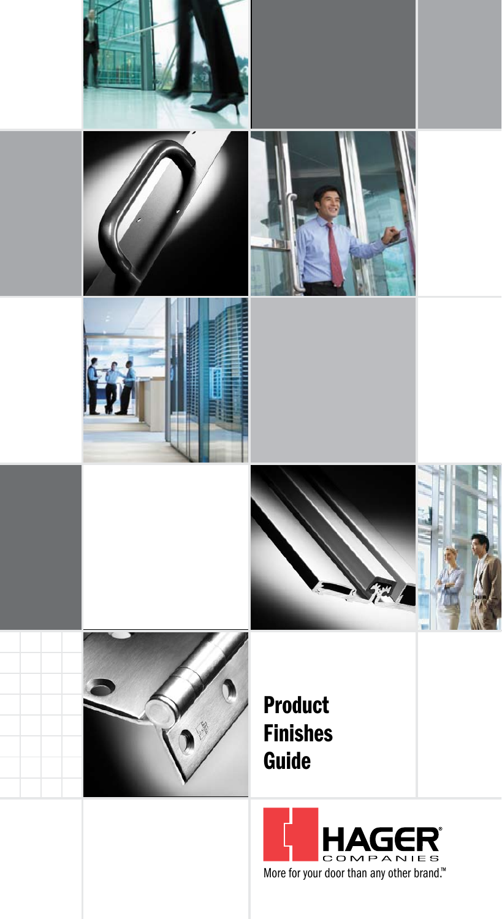# Product Finishes Guide

HAGER® COMPANIES

More for your door than any other brand.™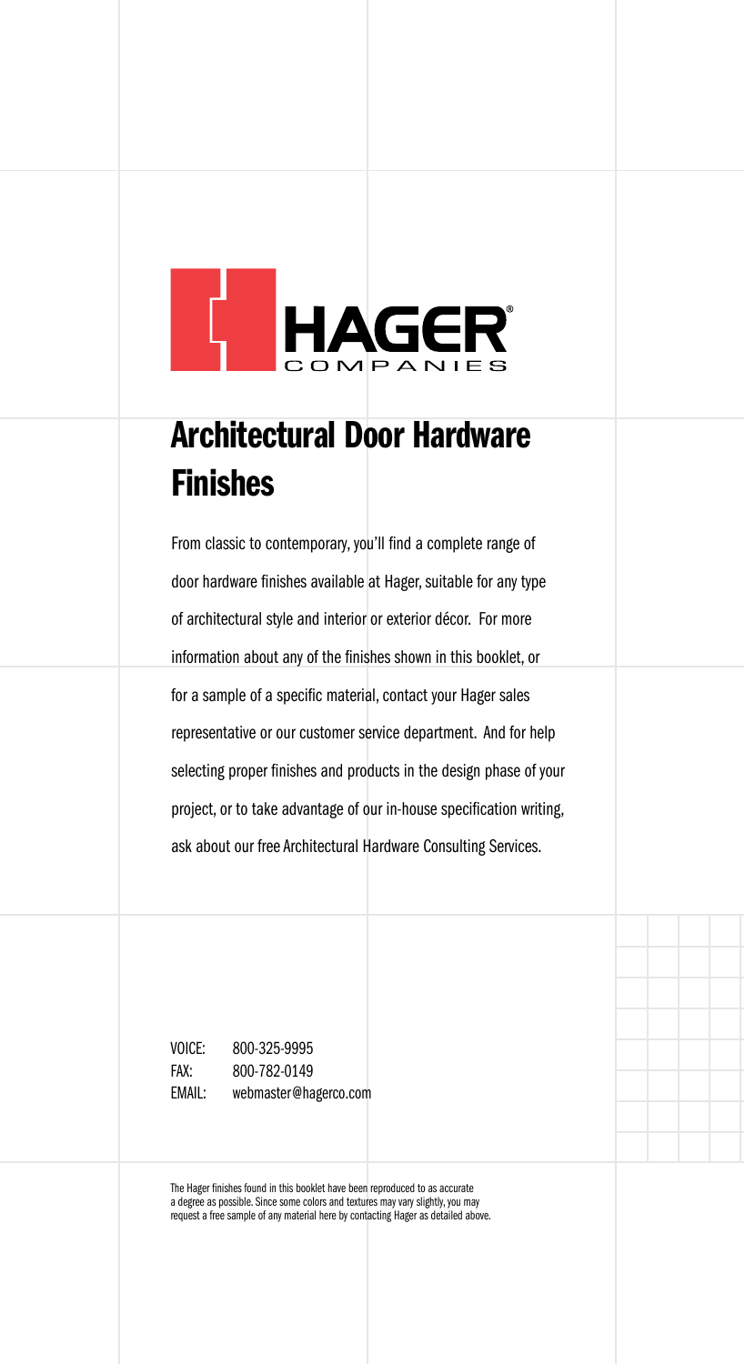HAGER® COMPANIES

# Architectural Door Hardware Finishes

From classic to contemporary, you'll find a complete range of door hardware finishes available at Hager, suitable for any type of architectural style and interior or exterior décor. For more information about any of the finishes shown in this booklet, or for a sample of a specific material, contact your Hager sales representative or our customer service department. And for help selecting proper finishes and products in the design phase of your project, or to take advantage of our in-house specification writing, ask about our free Architectural Hardware Consulting Services.

VOICE: 800-325-9995
FAX: 800-782-0149
EMAIL: webmaster@hagerco.com

The Hager finishes found in this booklet have been reproduced to as accurate a degree as possible. Since some colors and textures may vary slightly, you may request a free sample of any material here by contacting Hager as detailed above.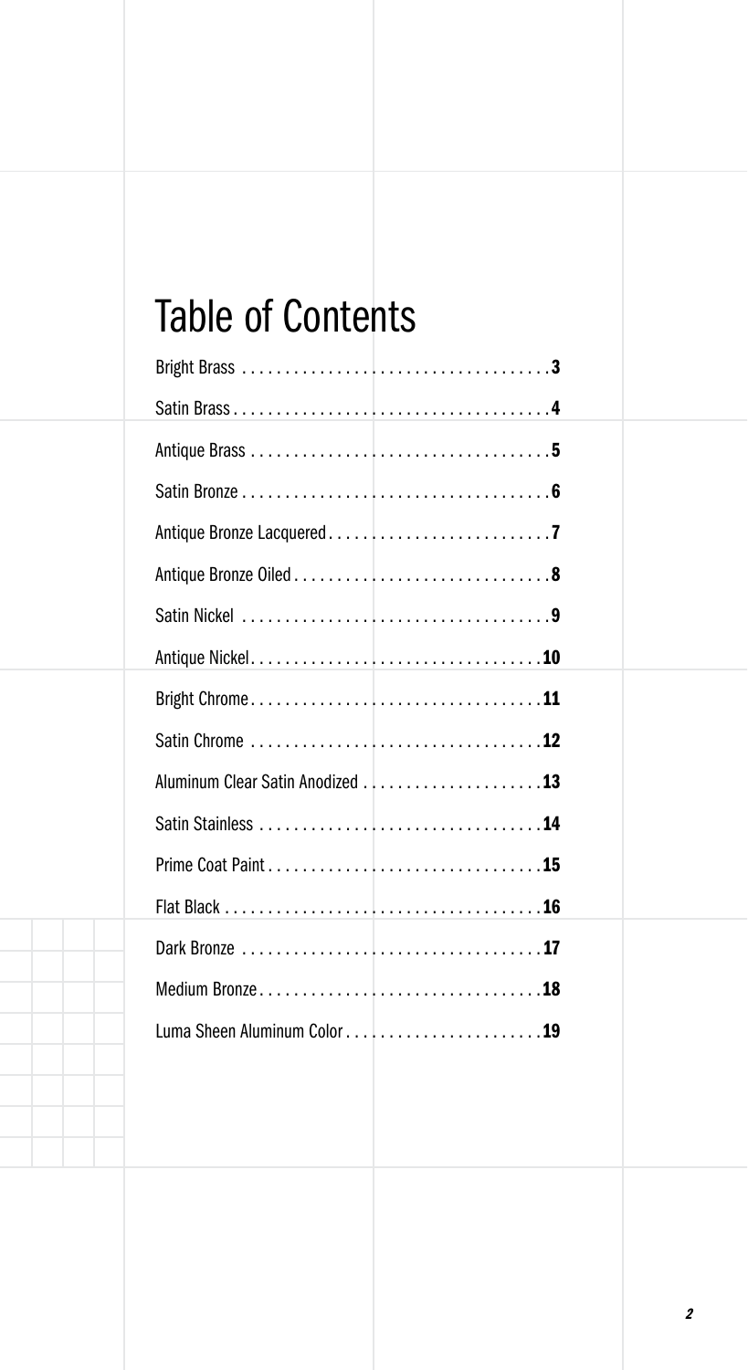# Table of Contents

Bright Brass . . . . . . . . . . . . . . . . . . . . . . . . . . . . . . . . . . . **3**

Satin Brass . . . . . . . . . . . . . . . . . . . . . . . . . . . . . . . . . . . . **4**

Antique Brass . . . . . . . . . . . . . . . . . . . . . . . . . . . . . . . . . . **5**

Satin Bronze . . . . . . . . . . . . . . . . . . . . . . . . . . . . . . . . . . . **6**

Antique Bronze Lacquered . . . . . . . . . . . . . . . . . . . . . . . . . **7**

Antique Bronze Oiled . . . . . . . . . . . . . . . . . . . . . . . . . . . . . **8**

Satin Nickel . . . . . . . . . . . . . . . . . . . . . . . . . . . . . . . . . . . **9**

Antique Nickel . . . . . . . . . . . . . . . . . . . . . . . . . . . . . . . . . **10**

Bright Chrome . . . . . . . . . . . . . . . . . . . . . . . . . . . . . . . . . **11**

Satin Chrome . . . . . . . . . . . . . . . . . . . . . . . . . . . . . . . . . **12**

Aluminum Clear Satin Anodized . . . . . . . . . . . . . . . . . . . . **13**

Satin Stainless . . . . . . . . . . . . . . . . . . . . . . . . . . . . . . . . **14**

Prime Coat Paint . . . . . . . . . . . . . . . . . . . . . . . . . . . . . . . **15**

Flat Black . . . . . . . . . . . . . . . . . . . . . . . . . . . . . . . . . . . . **16**

Dark Bronze . . . . . . . . . . . . . . . . . . . . . . . . . . . . . . . . . . **17**

Medium Bronze . . . . . . . . . . . . . . . . . . . . . . . . . . . . . . . . **18**

Luma Sheen Aluminum Color . . . . . . . . . . . . . . . . . . . . . . **19**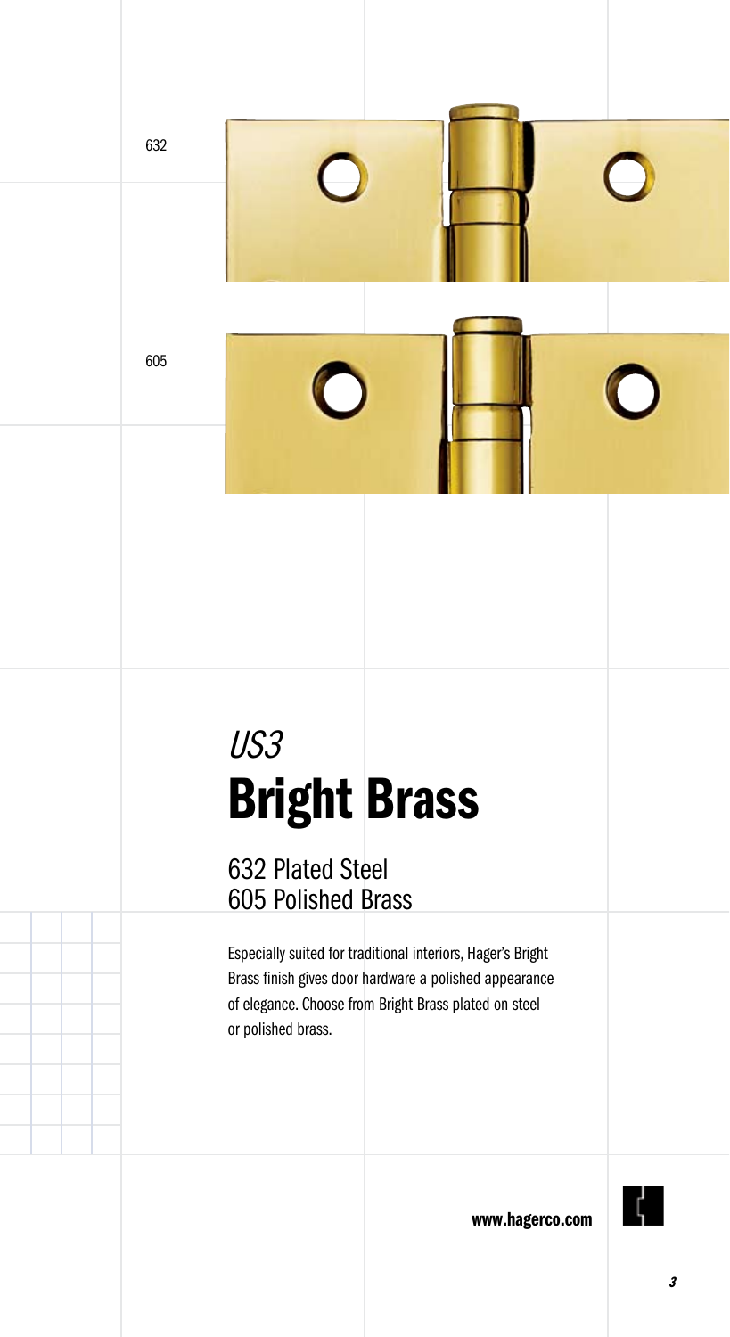632

605

*US3*

# Bright Brass

632 Plated Steel
605 Polished Brass

Especially suited for traditional interiors, Hager's Bright Brass finish gives door hardware a polished appearance of elegance. Choose from Bright Brass plated on steel or polished brass.

**www.hagerco.com**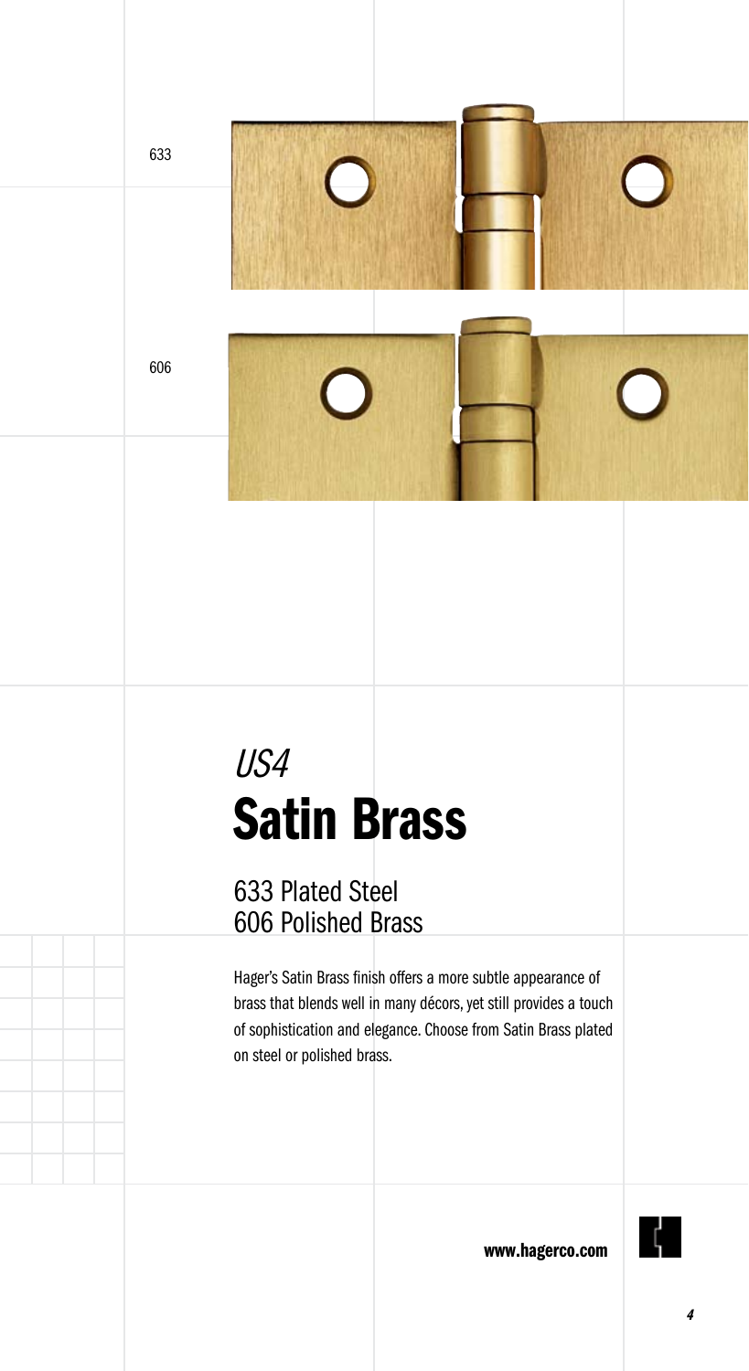633

606

*US4*

# Satin Brass

633 Plated Steel
606 Polished Brass

Hager's Satin Brass finish offers a more subtle appearance of brass that blends well in many décors, yet still provides a touch of sophistication and elegance. Choose from Satin Brass plated on steel or polished brass.

**www.hagerco.com**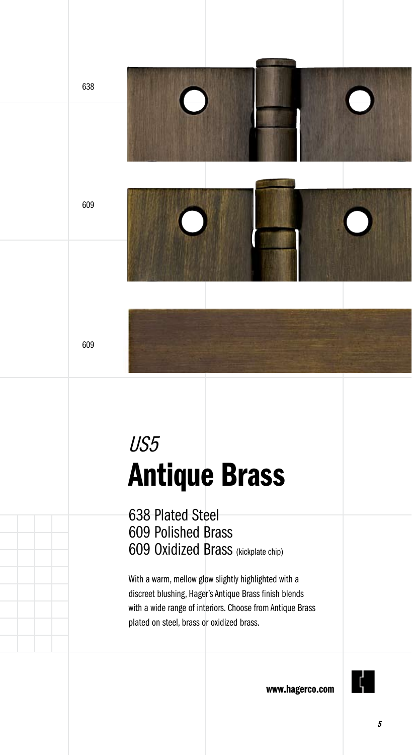638

609

609

*US5*

# Antique Brass

638 Plated Steel
609 Polished Brass
609 Oxidized Brass (kickplate chip)

With a warm, mellow glow slightly highlighted with a discreet blushing, Hager's Antique Brass finish blends with a wide range of interiors. Choose from Antique Brass plated on steel, brass or oxidized brass.

**www.hagerco.com**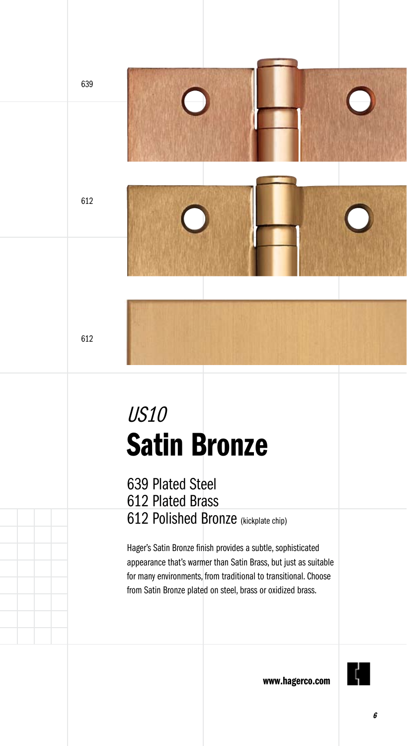639

612

612

*US10*

# Satin Bronze

639 Plated Steel
612 Plated Brass
612 Polished Bronze (kickplate chip)

Hager's Satin Bronze finish provides a subtle, sophisticated appearance that's warmer than Satin Brass, but just as suitable for many environments, from traditional to transitional. Choose from Satin Bronze plated on steel, brass or oxidized brass.

**www.hagerco.com**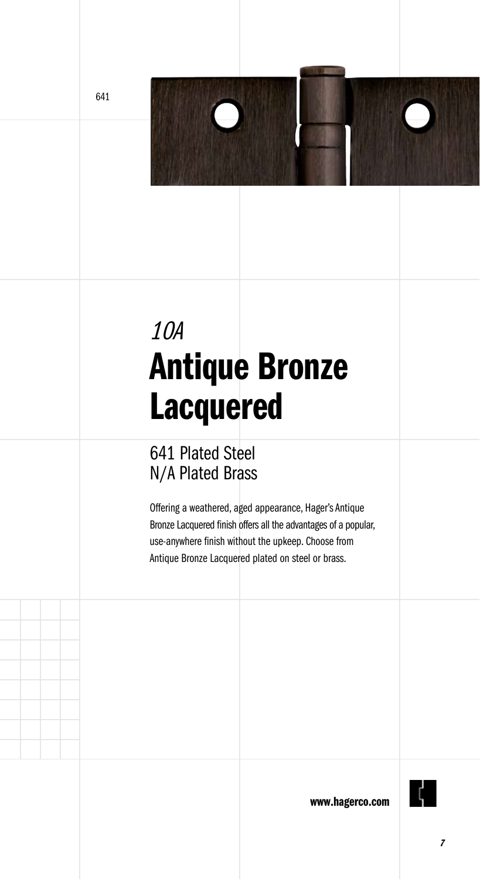641

*10A*

# Antique Bronze Lacquered

641 Plated Steel
N/A Plated Brass

Offering a weathered, aged appearance, Hager's Antique Bronze Lacquered finish offers all the advantages of a popular, use-anywhere finish without the upkeep. Choose from Antique Bronze Lacquered plated on steel or brass.

**www.hagerco.com**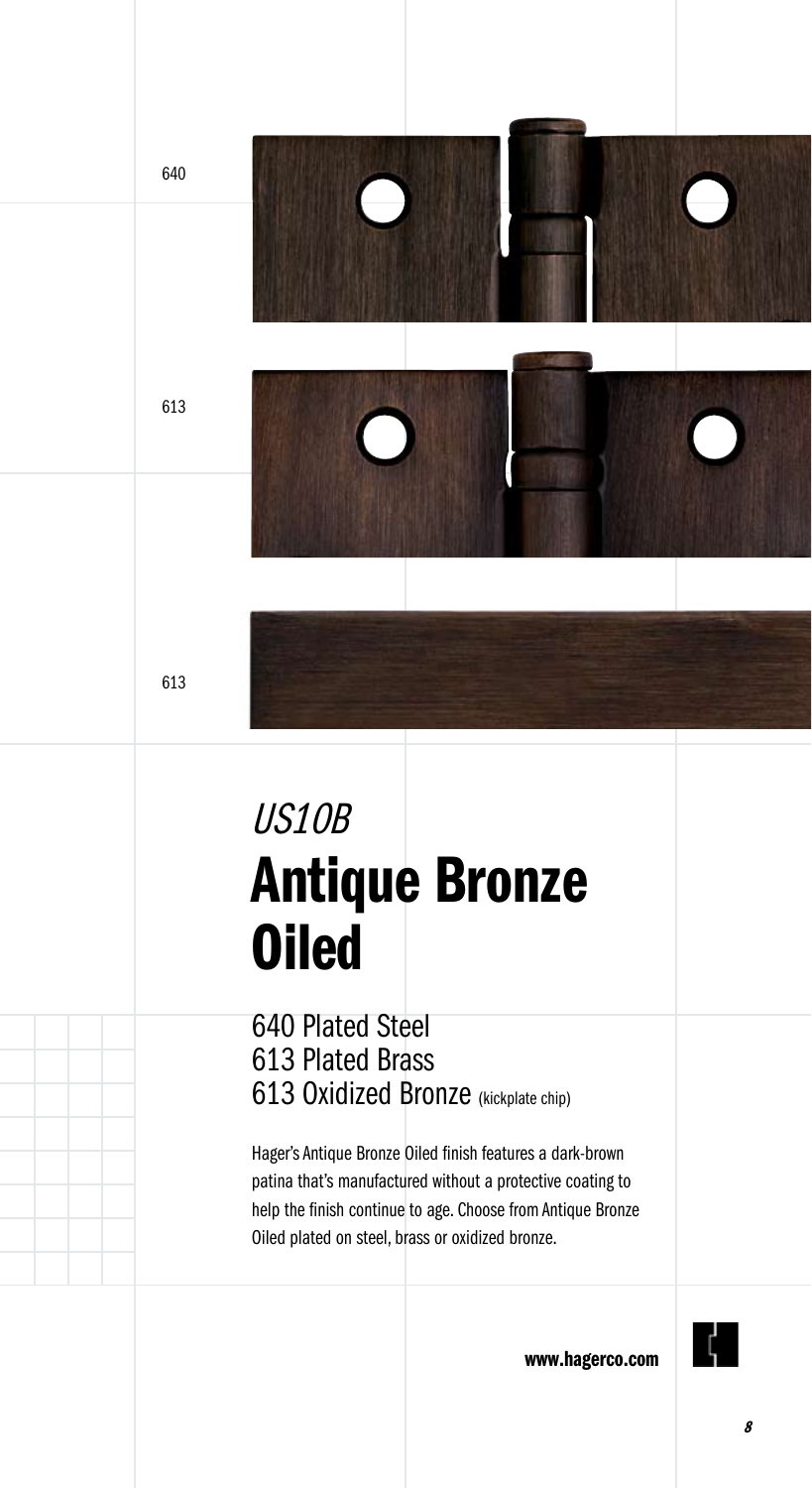640

613

613

*US10B*

# Antique Bronze Oiled

640 Plated Steel
613 Plated Brass
613 Oxidized Bronze (kickplate chip)

Hager's Antique Bronze Oiled finish features a dark-brown patina that's manufactured without a protective coating to help the finish continue to age. Choose from Antique Bronze Oiled plated on steel, brass or oxidized bronze.

**www.hagerco.com**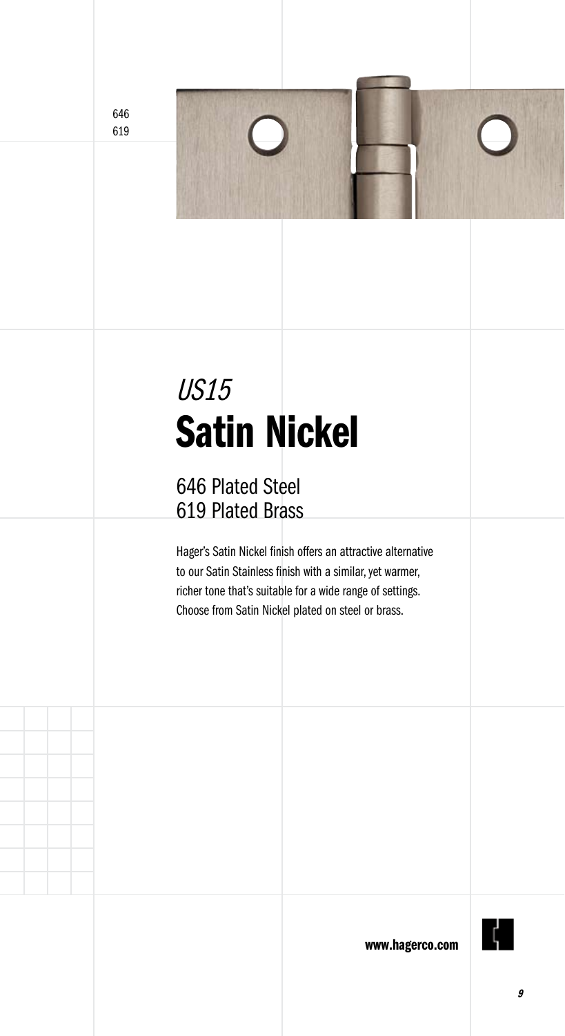646
619

*US15*

# Satin Nickel

## 646 Plated Steel
## 619 Plated Brass

Hager's Satin Nickel finish offers an attractive alternative to our Satin Stainless finish with a similar, yet warmer, richer tone that's suitable for a wide range of settings. Choose from Satin Nickel plated on steel or brass.

**www.hagerco.com**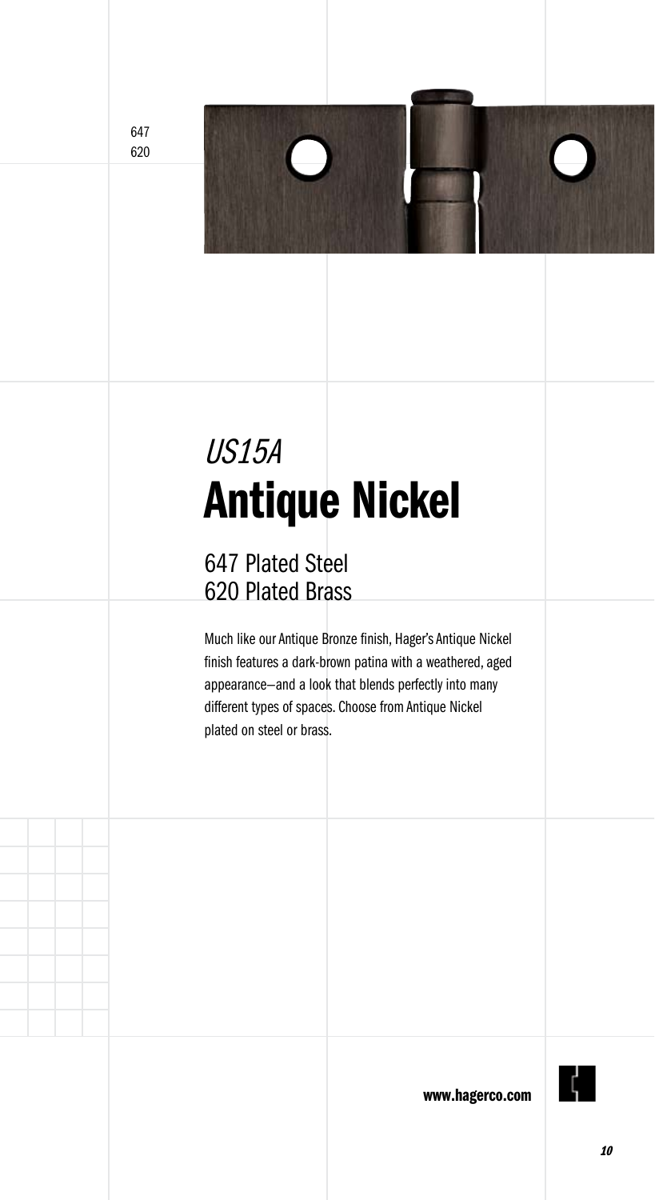647
620

*US15A*

# Antique Nickel

## 647 Plated Steel
## 620 Plated Brass

Much like our Antique Bronze finish, Hager's Antique Nickel finish features a dark-brown patina with a weathered, aged appearance—and a look that blends perfectly into many different types of spaces. Choose from Antique Nickel plated on steel or brass.

**www.hagerco.com**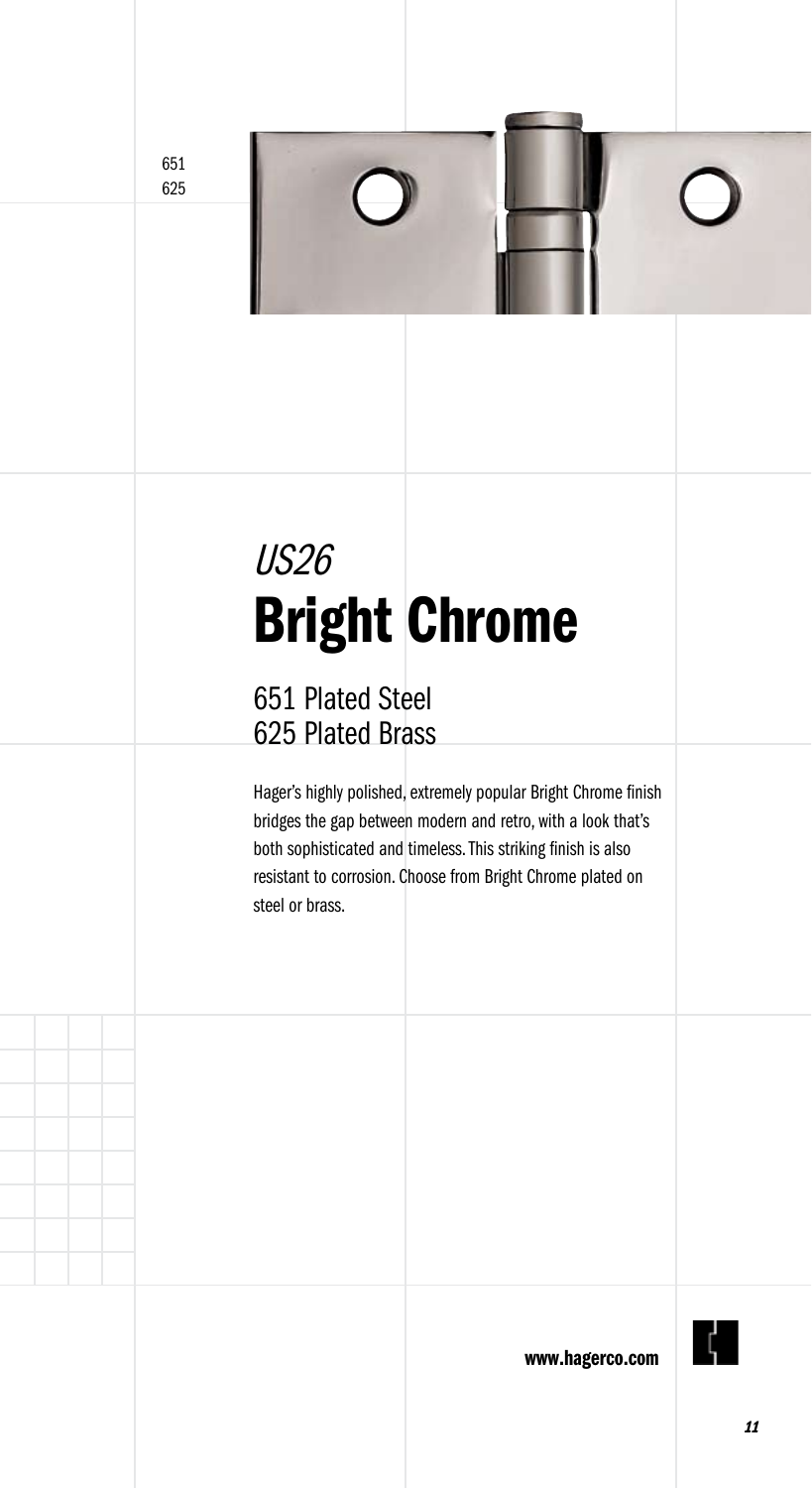651
625

*US26*

# Bright Chrome

651 Plated Steel
625 Plated Brass

Hager's highly polished, extremely popular Bright Chrome finish bridges the gap between modern and retro, with a look that's both sophisticated and timeless. This striking finish is also resistant to corrosion. Choose from Bright Chrome plated on steel or brass.

**www.hagerco.com**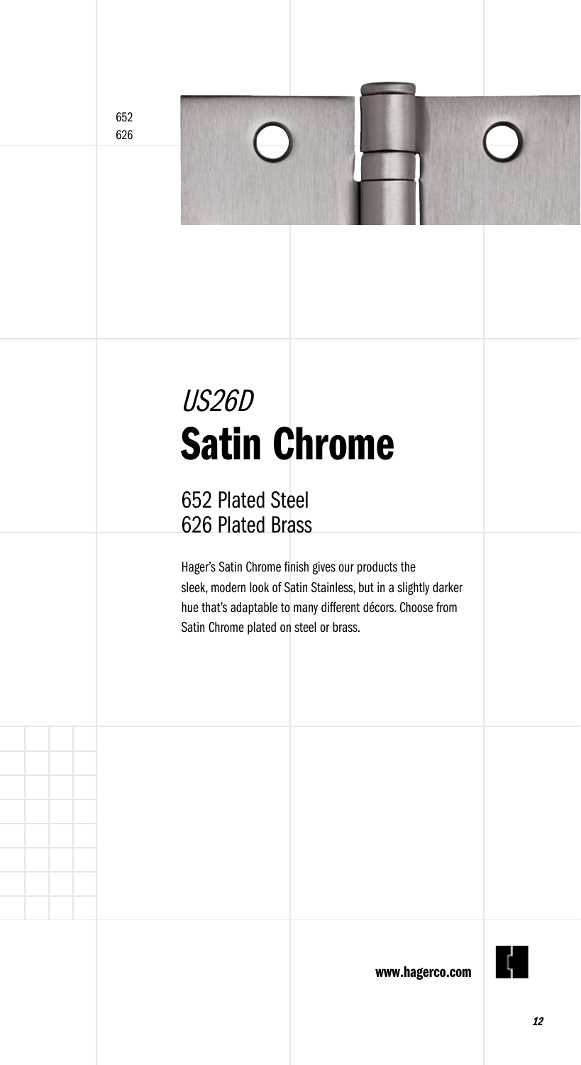652
626

*US26D*

# Satin Chrome

## 652 Plated Steel
## 626 Plated Brass

Hager's Satin Chrome finish gives our products the sleek, modern look of Satin Stainless, but in a slightly darker hue that's adaptable to many different décors. Choose from Satin Chrome plated on steel or brass.

**www.hagerco.com**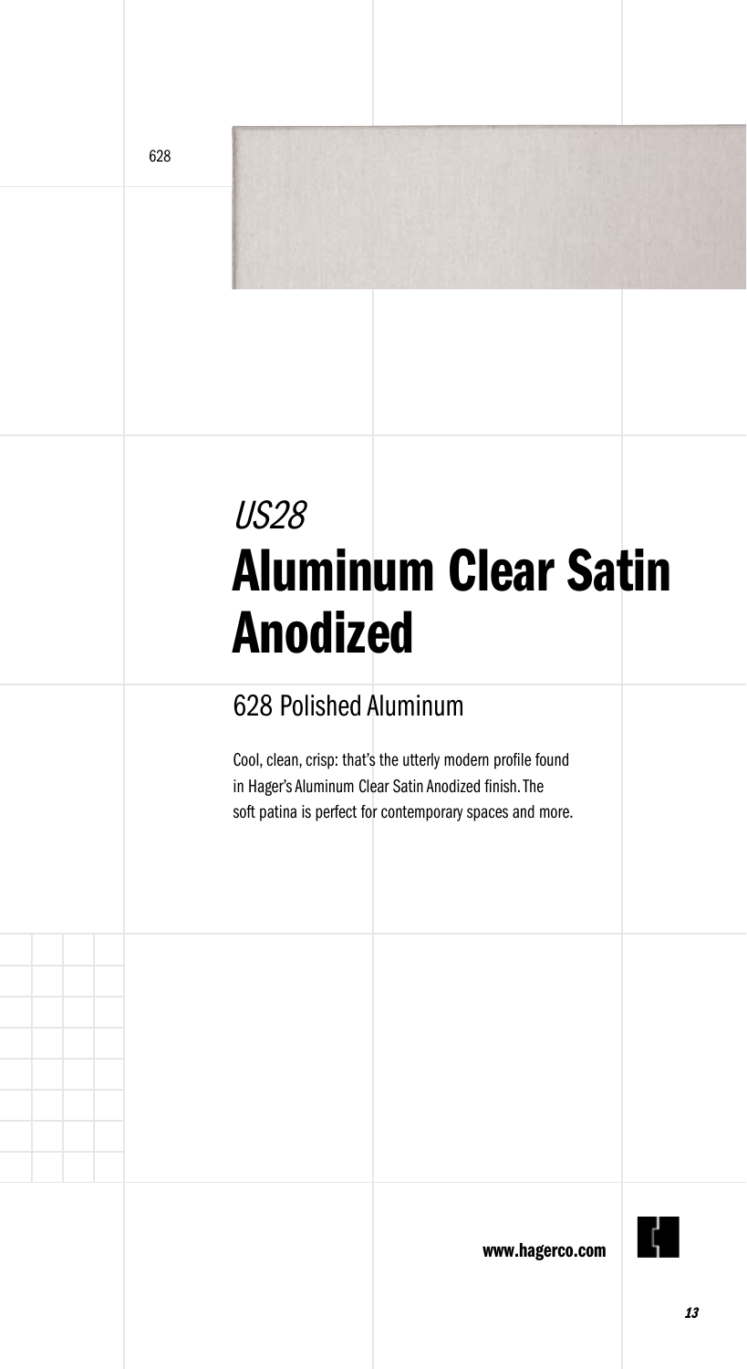628

*US28*

# Aluminum Clear Satin Anodized

## 628 Polished Aluminum

Cool, clean, crisp: that's the utterly modern profile found in Hager's Aluminum Clear Satin Anodized finish. The soft patina is perfect for contemporary spaces and more.

**www.hagerco.com**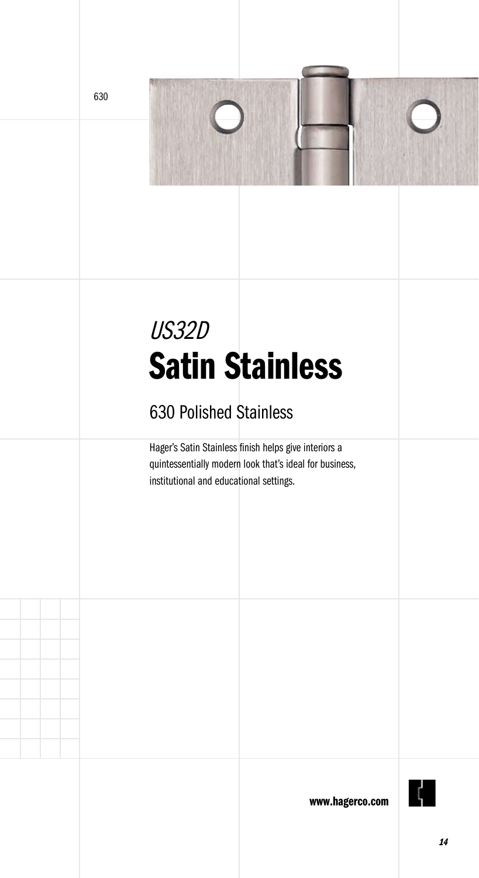630

*US32D*

# Satin Stainless

## 630 Polished Stainless

Hager's Satin Stainless finish helps give interiors a quintessentially modern look that's ideal for business, institutional and educational settings.

**www.hagerco.com**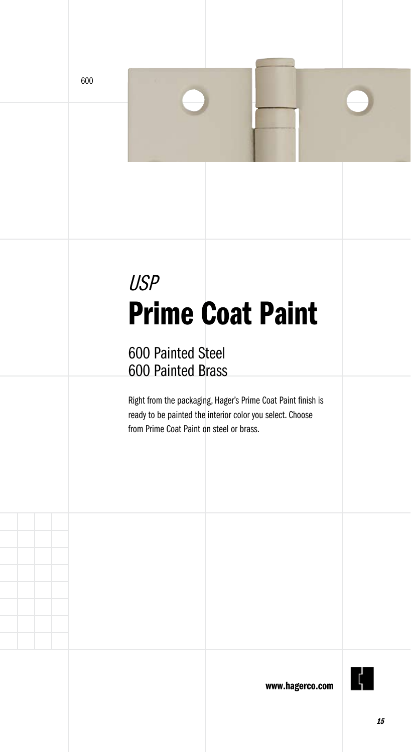600

*USP*

# Prime Coat Paint

## 600 Painted Steel
## 600 Painted Brass

Right from the packaging, Hager's Prime Coat Paint finish is ready to be painted the interior color you select. Choose from Prime Coat Paint on steel or brass.

**www.hagerco.com**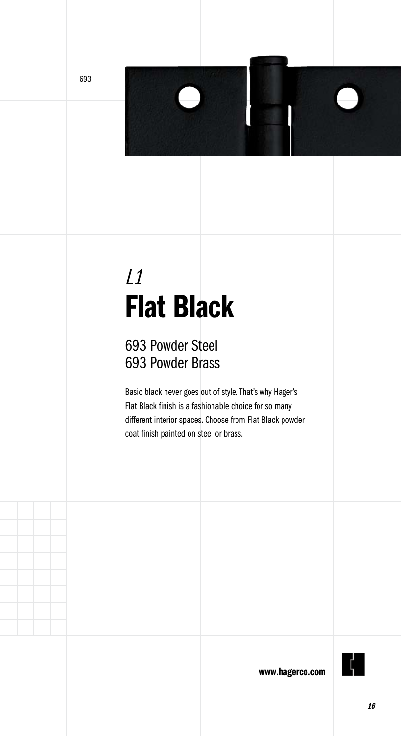693

*L1*

# Flat Black

693 Powder Steel
693 Powder Brass

Basic black never goes out of style. That's why Hager's Flat Black finish is a fashionable choice for so many different interior spaces. Choose from Flat Black powder coat finish painted on steel or brass.

**www.hagerco.com**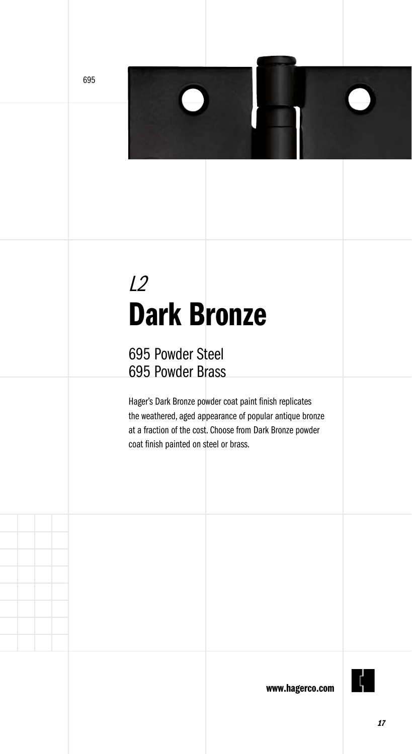695

*L2*

# Dark Bronze

695 Powder Steel
695 Powder Brass

Hager's Dark Bronze powder coat paint finish replicates the weathered, aged appearance of popular antique bronze at a fraction of the cost. Choose from Dark Bronze powder coat finish painted on steel or brass.

**www.hagerco.com**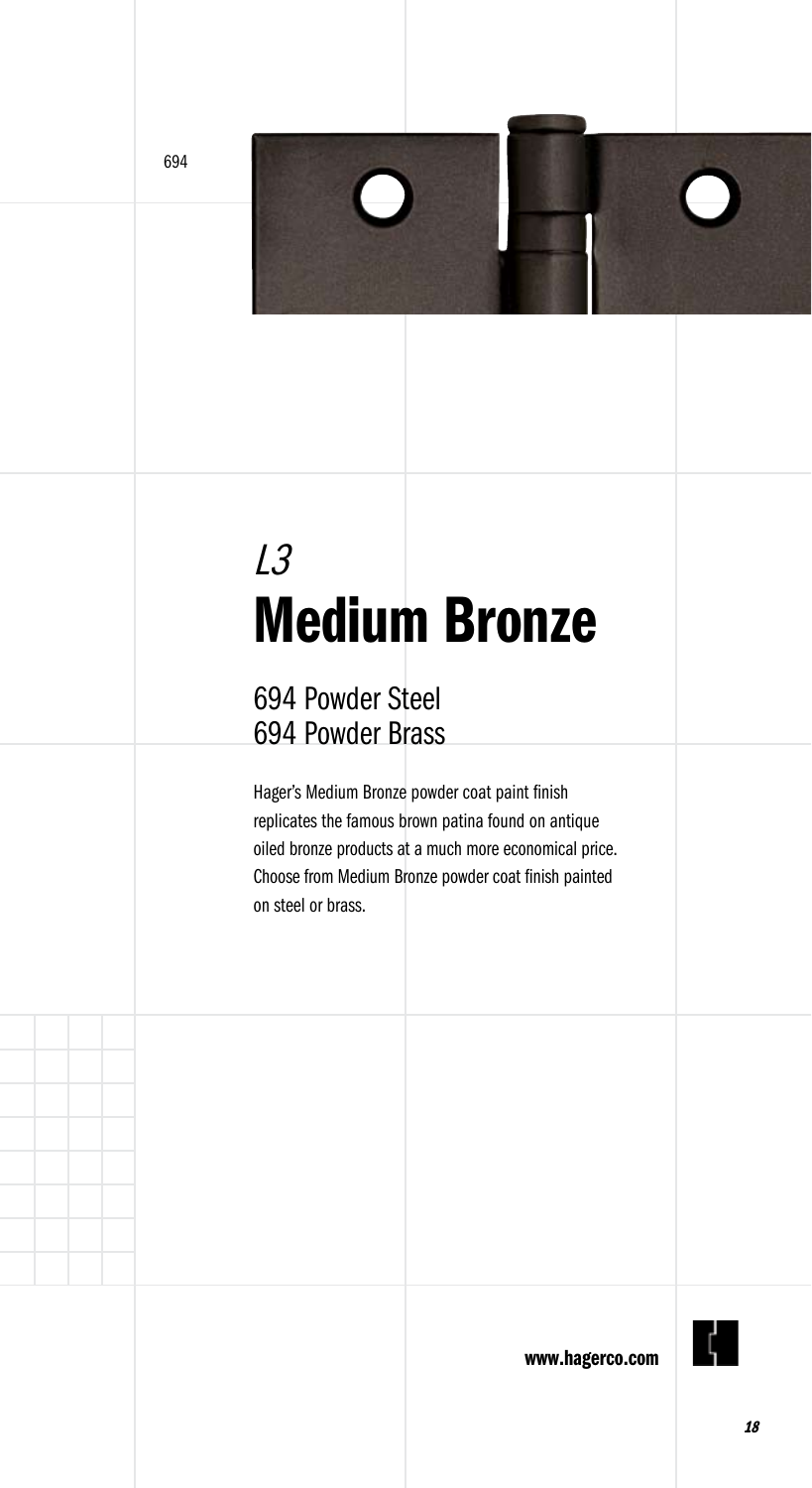694

*L3*

# Medium Bronze

694 Powder Steel
694 Powder Brass

Hager's Medium Bronze powder coat paint finish replicates the famous brown patina found on antique oiled bronze products at a much more economical price. Choose from Medium Bronze powder coat finish painted on steel or brass.

**www.hagerco.com**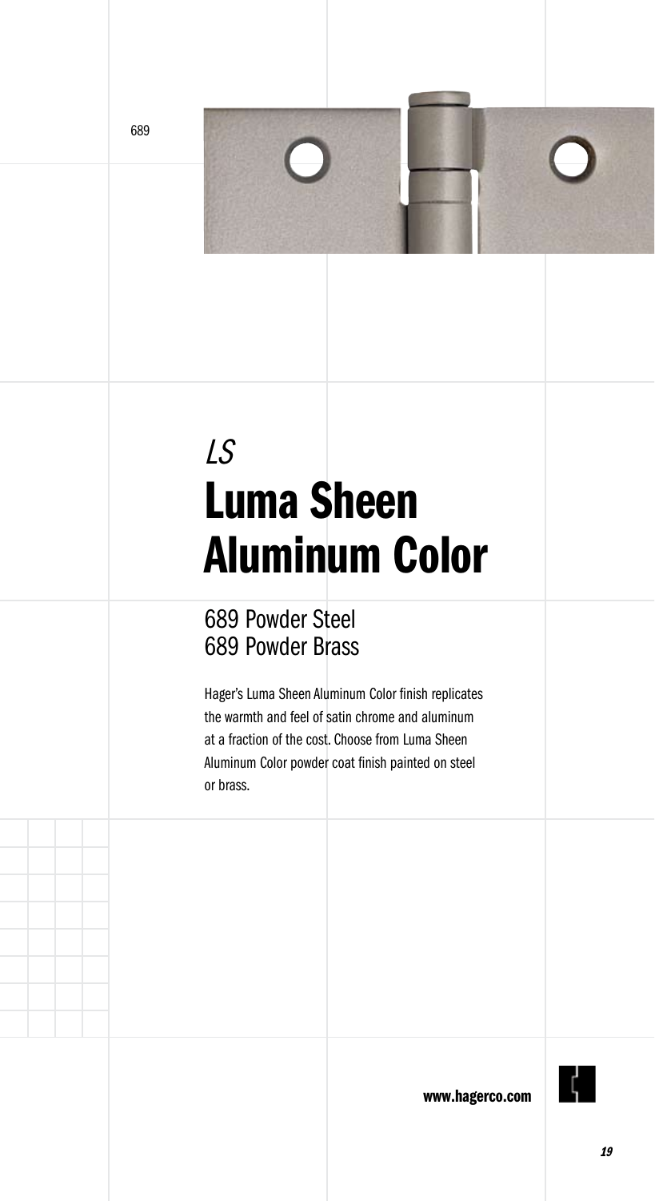689

*LS*

# Luma Sheen Aluminum Color

## 689 Powder Steel
## 689 Powder Brass

Hager's Luma Sheen Aluminum Color finish replicates the warmth and feel of satin chrome and aluminum at a fraction of the cost. Choose from Luma Sheen Aluminum Color powder coat finish painted on steel or brass.

**www.hagerco.com**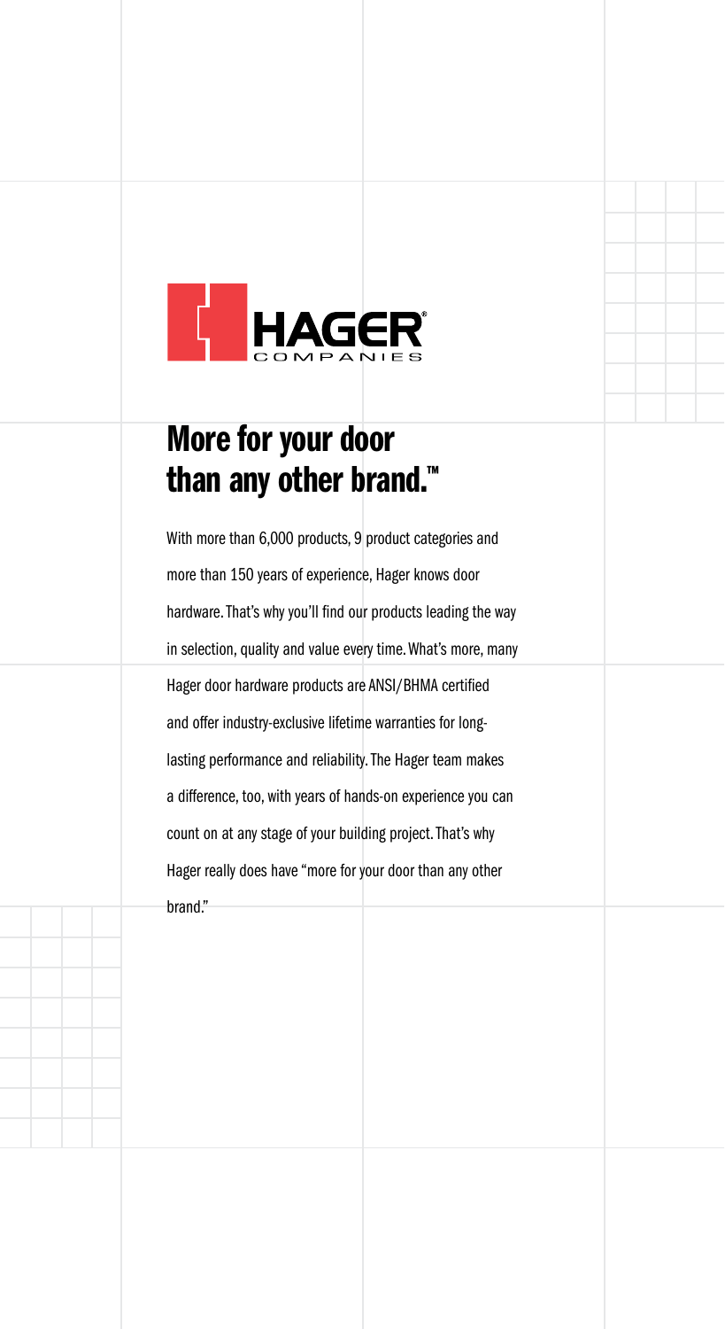HAGER®
COMPANIES

# More for your door than any other brand.™

With more than 6,000 products, 9 product categories and more than 150 years of experience, Hager knows door hardware. That's why you'll find our products leading the way in selection, quality and value every time. What's more, many Hager door hardware products are ANSI/BHMA certified and offer industry-exclusive lifetime warranties for long-lasting performance and reliability. The Hager team makes a difference, too, with years of hands-on experience you can count on at any stage of your building project. That's why Hager really does have "more for your door than any other brand."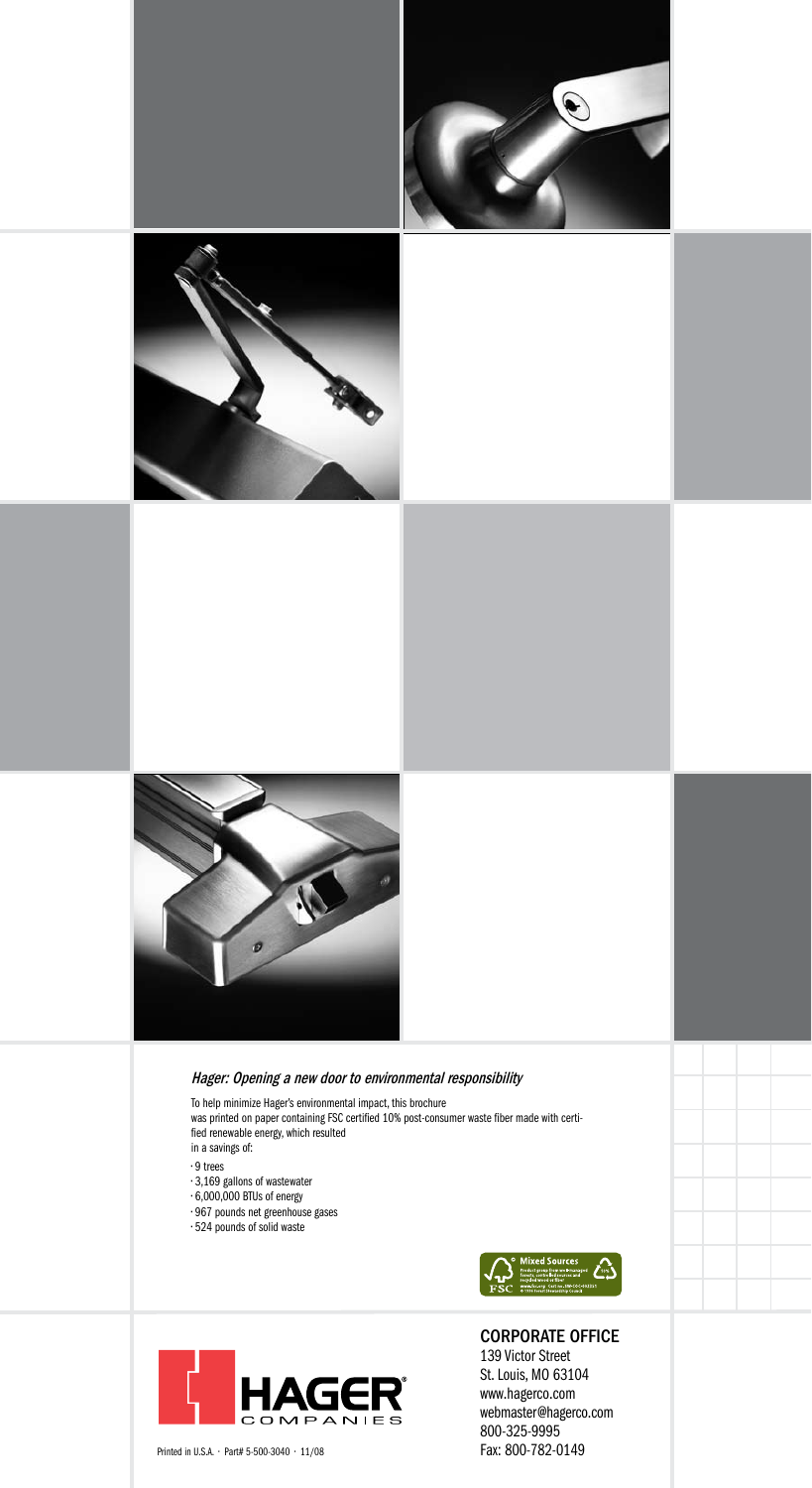*Hager: Opening a new door to environmental responsibility*

To help minimize Hager's environmental impact, this brochure was printed on paper containing FSC certified 10% post-consumer waste fiber made with certified renewable energy, which resulted in a savings of:

- 9 trees
- 3,169 gallons of wastewater
- 6,000,000 BTUs of energy
- 967 pounds net greenhouse gases
- 524 pounds of solid waste

Mixed Sources

HAGER® COMPANIES

Printed in U.S.A. · Part# 5-500-3040 · 11/08

**CORPORATE OFFICE**

139 Victor Street
St. Louis, MO 63104
www.hagerco.com
webmaster@hagerco.com
800-325-9995
Fax: 800-782-0149